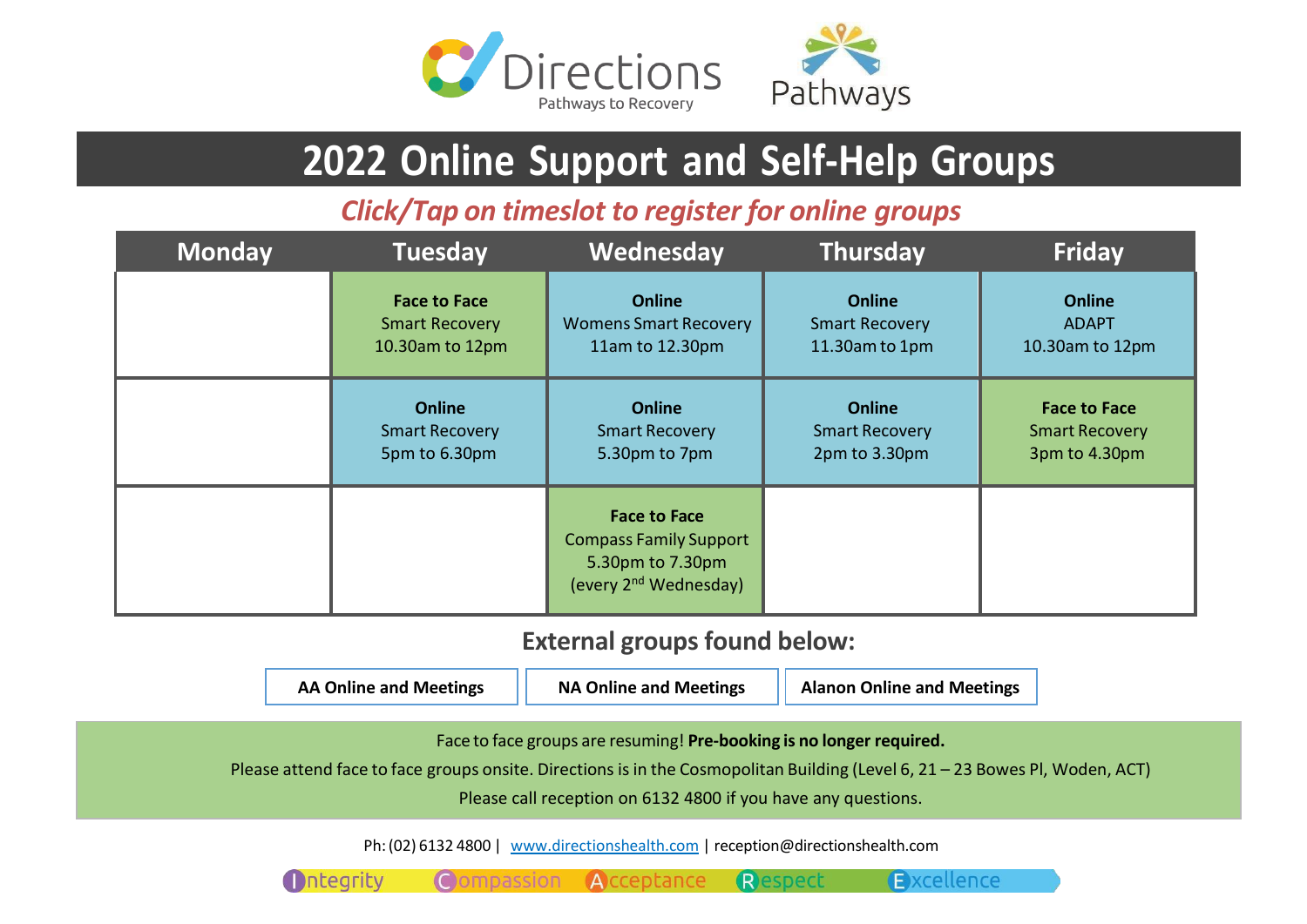Directions
Pathways to Recovery

Pathways

# 2022 Online Support and Self-Help Groups

***Click/Tap on timeslot to register for online groups***

| Monday | Tuesday | Wednesday | Thursday | Friday |
|---|---|---|---|---|
| | **Face to Face**<br>Smart Recovery<br>10.30am to 12pm | **Online**<br>Womens Smart Recovery<br>11am to 12.30pm | **Online**<br>Smart Recovery<br>11.30am to 1pm | **Online**<br>ADAPT<br>10.30am to 12pm |
| | **Online**<br>Smart Recovery<br>5pm to 6.30pm | **Online**<br>Smart Recovery<br>5.30pm to 7pm | **Online**<br>Smart Recovery<br>2pm to 3.30pm | **Face to Face**<br>Smart Recovery<br>3pm to 4.30pm |
| | | **Face to Face**<br>Compass Family Support<br>5.30pm to 7.30pm<br>(every 2nd Wednesday) | | |

## External groups found below:

**AA Online and Meetings** | **NA Online and Meetings** | **Alanon Online and Meetings**

Face to face groups are resuming! **Pre-booking is no longer required.**

Please attend face to face groups onsite. Directions is in the Cosmopolitan Building (Level 6, 21 – 23 Bowes Pl, Woden, ACT)

Please call reception on 6132 4800 if you have any questions.

Ph: (02) 6132 4800 | www.directionshealth.com | reception@directionshealth.com

Integrity Compassion Acceptance Respect Excellence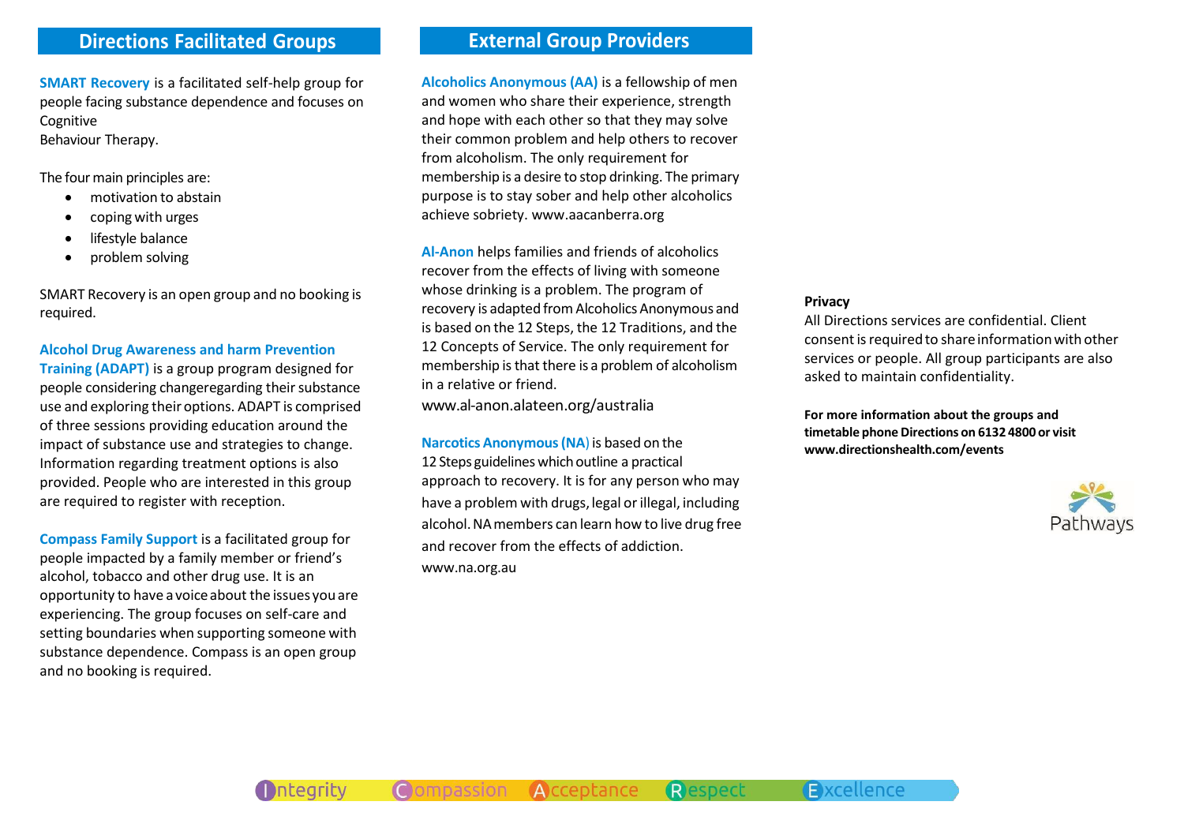## Directions Facilitated Groups

**SMART Recovery** is a facilitated self-help group for people facing substance dependence and focuses on Cognitive
Behaviour Therapy.

The four main principles are:

- motivation to abstain
- coping with urges
- lifestyle balance
- problem solving

SMART Recovery is an open group and no booking is required.

**Alcohol Drug Awareness and harm Prevention Training (ADAPT)** is a group program designed for people considering changeregarding their substance use and exploring their options. ADAPT is comprised of three sessions providing education around the impact of substance use and strategies to change. Information regarding treatment options is also provided. People who are interested in this group are required to register with reception.

**Compass Family Support** is a facilitated group for people impacted by a family member or friend's alcohol, tobacco and other drug use. It is an opportunity to have a voice about the issues you are experiencing. The group focuses on self-care and setting boundaries when supporting someone with substance dependence. Compass is an open group and no booking is required.

## External Group Providers

**Alcoholics Anonymous (AA)** is a fellowship of men and women who share their experience, strength and hope with each other so that they may solve their common problem and help others to recover from alcoholism. The only requirement for membership is a desire to stop drinking. The primary purpose is to stay sober and help other alcoholics achieve sobriety. www.aacanberra.org

**Al-Anon** helps families and friends of alcoholics recover from the effects of living with someone whose drinking is a problem. The program of recovery is adapted from Alcoholics Anonymous and is based on the 12 Steps, the 12 Traditions, and the 12 Concepts of Service. The only requirement for membership is that there is a problem of alcoholism in a relative or friend.
www.al-anon.alateen.org/australia

**Narcotics Anonymous (NA)** is based on the 12 Steps guidelines which outline a practical approach to recovery. It is for any person who may have a problem with drugs, legal or illegal, including alcohol. NA members can learn how to live drug free and recover from the effects of addiction.
www.na.org.au

**Privacy**
All Directions services are confidential. Client consent is required to share information with other services or people. All group participants are also asked to maintain confidentiality.

**For more information about the groups and timetable phone Directions on 6132 4800 or visit www.directionshealth.com/events**

Pathways

Integrity Compassion Acceptance Respect Excellence